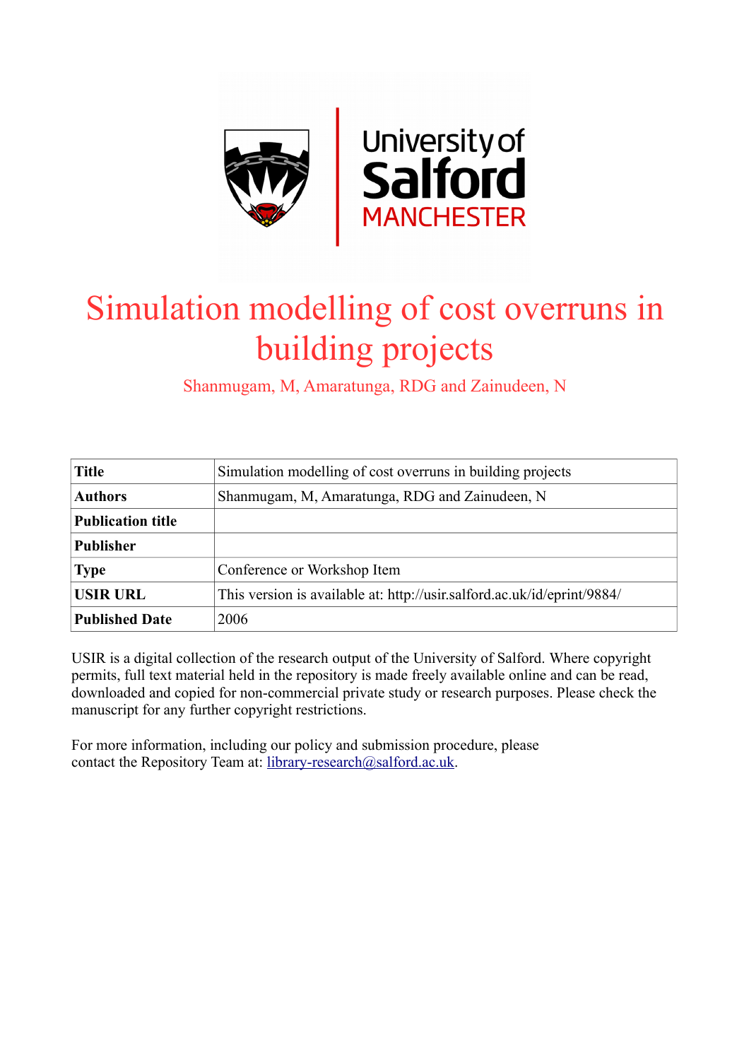University of Salford MANCHESTER

# Simulation modelling of cost overruns in building projects

Shanmugam, M, Amaratunga, RDG and Zainudeen, N

| | |
|---|---|
| **Title** | Simulation modelling of cost overruns in building projects |
| **Authors** | Shanmugam, M, Amaratunga, RDG and Zainudeen, N |
| **Publication title** | |
| **Publisher** | |
| **Type** | Conference or Workshop Item |
| **USIR URL** | This version is available at: http://usir.salford.ac.uk/id/eprint/9884/ |
| **Published Date** | 2006 |

USIR is a digital collection of the research output of the University of Salford. Where copyright permits, full text material held in the repository is made freely available online and can be read, downloaded and copied for non-commercial private study or research purposes. Please check the manuscript for any further copyright restrictions.

For more information, including our policy and submission procedure, please contact the Repository Team at: library-research@salford.ac.uk.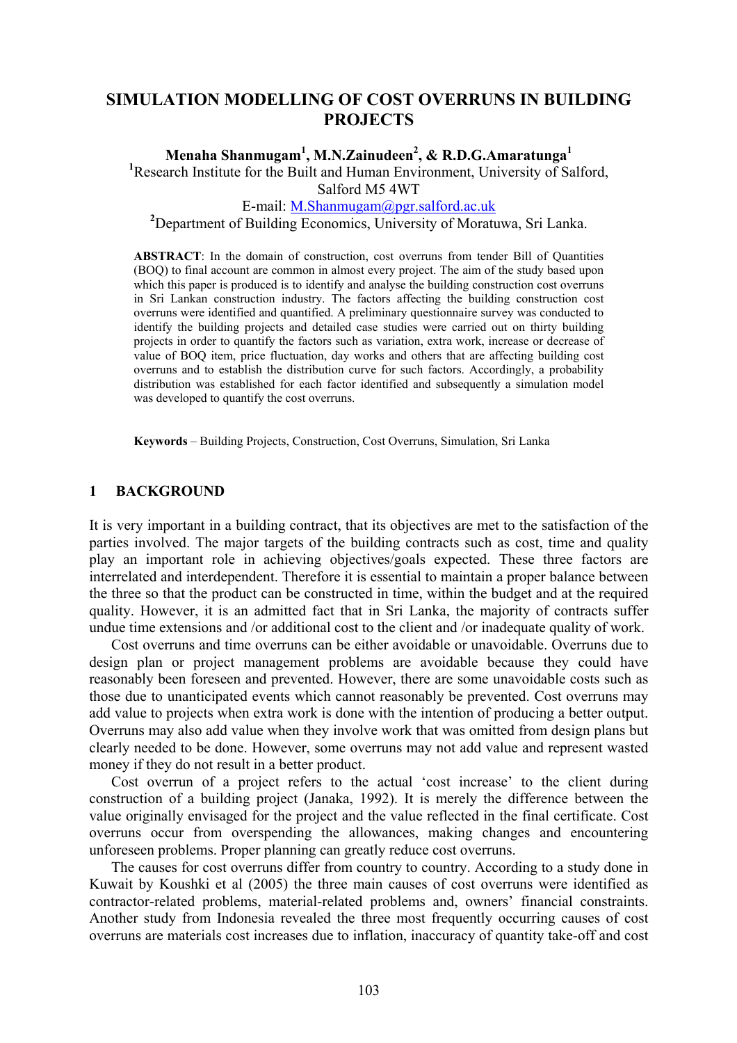# SIMULATION MODELLING OF COST OVERRUNS IN BUILDING PROJECTS

**Menaha Shanmugam[1], M.N.Zainudeen[2], & R.D.G.Amaratunga[1]**

[1]Research Institute for the Built and Human Environment, University of Salford, Salford M5 4WT

E-mail: M.Shanmugam@pgr.salford.ac.uk

[2]Department of Building Economics, University of Moratuwa, Sri Lanka.

**ABSTRACT**: In the domain of construction, cost overruns from tender Bill of Quantities (BOQ) to final account are common in almost every project. The aim of the study based upon which this paper is produced is to identify and analyse the building construction cost overruns in Sri Lankan construction industry. The factors affecting the building construction cost overruns were identified and quantified. A preliminary questionnaire survey was conducted to identify the building projects and detailed case studies were carried out on thirty building projects in order to quantify the factors such as variation, extra work, increase or decrease of value of BOQ item, price fluctuation, day works and others that are affecting building cost overruns and to establish the distribution curve for such factors. Accordingly, a probability distribution was established for each factor identified and subsequently a simulation model was developed to quantify the cost overruns.

**Keywords** – Building Projects, Construction, Cost Overruns, Simulation, Sri Lanka

## 1 BACKGROUND

It is very important in a building contract, that its objectives are met to the satisfaction of the parties involved. The major targets of the building contracts such as cost, time and quality play an important role in achieving objectives/goals expected. These three factors are interrelated and interdependent. Therefore it is essential to maintain a proper balance between the three so that the product can be constructed in time, within the budget and at the required quality. However, it is an admitted fact that in Sri Lanka, the majority of contracts suffer undue time extensions and /or additional cost to the client and /or inadequate quality of work.

Cost overruns and time overruns can be either avoidable or unavoidable. Overruns due to design plan or project management problems are avoidable because they could have reasonably been foreseen and prevented. However, there are some unavoidable costs such as those due to unanticipated events which cannot reasonably be prevented. Cost overruns may add value to projects when extra work is done with the intention of producing a better output. Overruns may also add value when they involve work that was omitted from design plans but clearly needed to be done. However, some overruns may not add value and represent wasted money if they do not result in a better product.

Cost overrun of a project refers to the actual 'cost increase' to the client during construction of a building project (Janaka, 1992). It is merely the difference between the value originally envisaged for the project and the value reflected in the final certificate. Cost overruns occur from overspending the allowances, making changes and encountering unforeseen problems. Proper planning can greatly reduce cost overruns.

The causes for cost overruns differ from country to country. According to a study done in Kuwait by Koushki et al (2005) the three main causes of cost overruns were identified as contractor-related problems, material-related problems and, owners' financial constraints. Another study from Indonesia revealed the three most frequently occurring causes of cost overruns are materials cost increases due to inflation, inaccuracy of quantity take-off and cost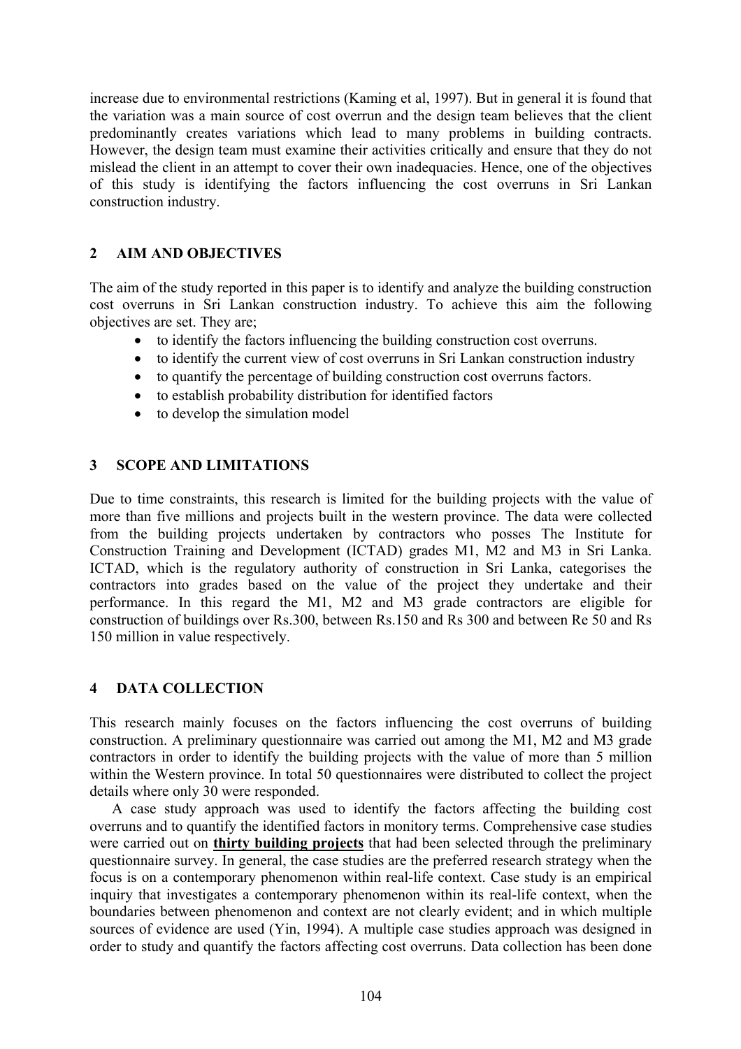increase due to environmental restrictions (Kaming et al, 1997). But in general it is found that the variation was a main source of cost overrun and the design team believes that the client predominantly creates variations which lead to many problems in building contracts. However, the design team must examine their activities critically and ensure that they do not mislead the client in an attempt to cover their own inadequacies. Hence, one of the objectives of this study is identifying the factors influencing the cost overruns in Sri Lankan construction industry.

## 2 AIM AND OBJECTIVES

The aim of the study reported in this paper is to identify and analyze the building construction cost overruns in Sri Lankan construction industry. To achieve this aim the following objectives are set. They are;

- to identify the factors influencing the building construction cost overruns.
- to identify the current view of cost overruns in Sri Lankan construction industry
- to quantify the percentage of building construction cost overruns factors.
- to establish probability distribution for identified factors
- to develop the simulation model

## 3 SCOPE AND LIMITATIONS

Due to time constraints, this research is limited for the building projects with the value of more than five millions and projects built in the western province. The data were collected from the building projects undertaken by contractors who posses The Institute for Construction Training and Development (ICTAD) grades M1, M2 and M3 in Sri Lanka. ICTAD, which is the regulatory authority of construction in Sri Lanka, categorises the contractors into grades based on the value of the project they undertake and their performance. In this regard the M1, M2 and M3 grade contractors are eligible for construction of buildings over Rs.300, between Rs.150 and Rs 300 and between Re 50 and Rs 150 million in value respectively.

## 4 DATA COLLECTION

This research mainly focuses on the factors influencing the cost overruns of building construction. A preliminary questionnaire was carried out among the M1, M2 and M3 grade contractors in order to identify the building projects with the value of more than 5 million within the Western province. In total 50 questionnaires were distributed to collect the project details where only 30 were responded.

A case study approach was used to identify the factors affecting the building cost overruns and to quantify the identified factors in monitory terms. Comprehensive case studies were carried out on **thirty building projects** that had been selected through the preliminary questionnaire survey. In general, the case studies are the preferred research strategy when the focus is on a contemporary phenomenon within real-life context. Case study is an empirical inquiry that investigates a contemporary phenomenon within its real-life context, when the boundaries between phenomenon and context are not clearly evident; and in which multiple sources of evidence are used (Yin, 1994). A multiple case studies approach was designed in order to study and quantify the factors affecting cost overruns. Data collection has been done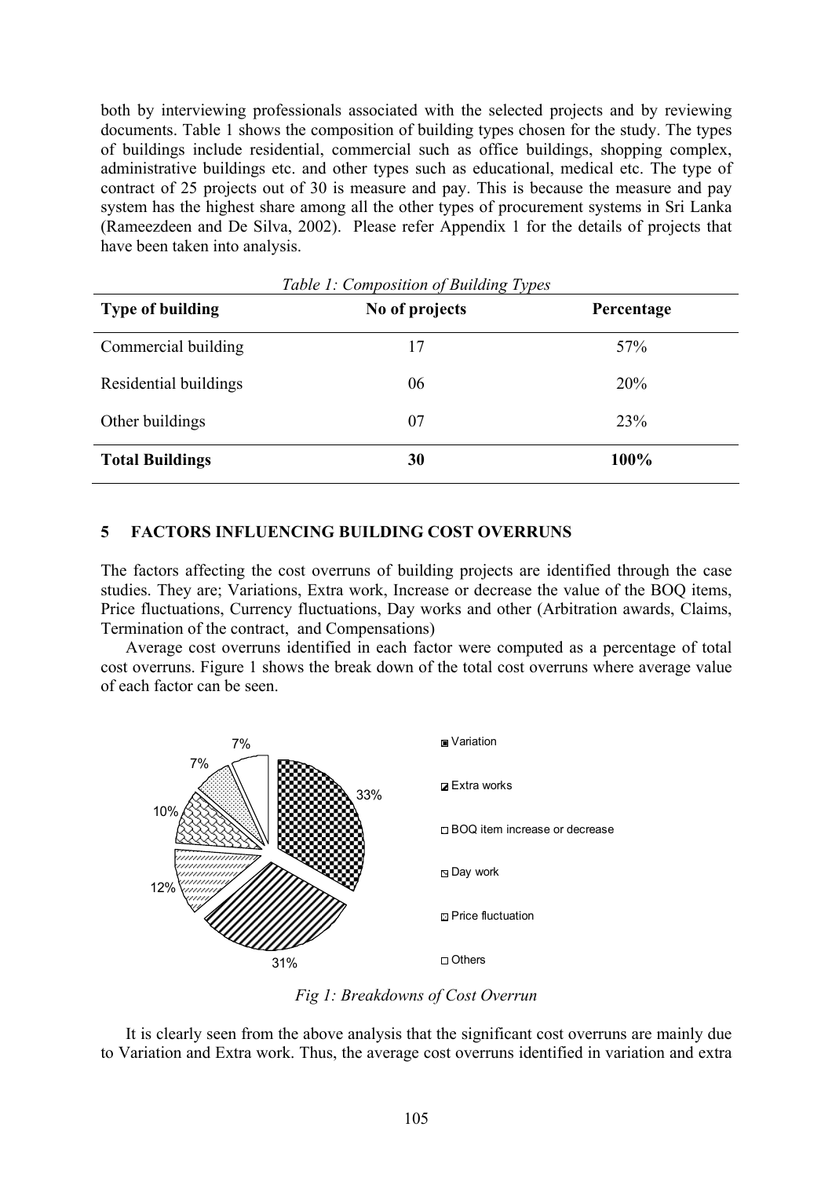both by interviewing professionals associated with the selected projects and by reviewing documents. Table 1 shows the composition of building types chosen for the study. The types of buildings include residential, commercial such as office buildings, shopping complex, administrative buildings etc. and other types such as educational, medical etc. The type of contract of 25 projects out of 30 is measure and pay. This is because the measure and pay system has the highest share among all the other types of procurement systems in Sri Lanka (Rameezdeen and De Silva, 2002). Please refer Appendix 1 for the details of projects that have been taken into analysis.

*Table 1: Composition of Building Types*

| Type of building | No of projects | Percentage |
|---|---|---|
| Commercial building | 17 | 57% |
| Residential buildings | 06 | 20% |
| Other buildings | 07 | 23% |
| **Total Buildings** | **30** | **100%** |

## 5 FACTORS INFLUENCING BUILDING COST OVERRUNS

The factors affecting the cost overruns of building projects are identified through the case studies. They are; Variations, Extra work, Increase or decrease the value of the BOQ items, Price fluctuations, Currency fluctuations, Day works and other (Arbitration awards, Claims, Termination of the contract, and Compensations)

Average cost overruns identified in each factor were computed as a percentage of total cost overruns. Figure 1 shows the break down of the total cost overruns where average value of each factor can be seen.

Variation 33%; Extra works 31%; BOQ item increase or decrease 12%; Day work 10%; Price fluctuation 7%; Others 7%

*Fig 1: Breakdowns of Cost Overrun*

It is clearly seen from the above analysis that the significant cost overruns are mainly due to Variation and Extra work. Thus, the average cost overruns identified in variation and extra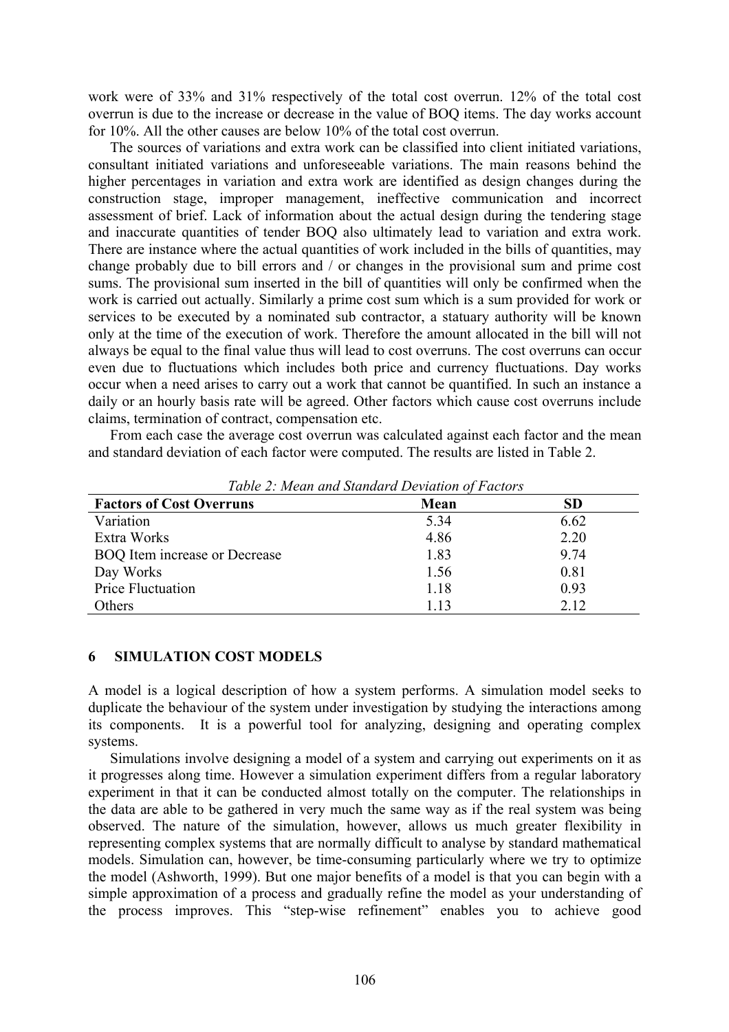work were of 33% and 31% respectively of the total cost overrun. 12% of the total cost overrun is due to the increase or decrease in the value of BOQ items. The day works account for 10%. All the other causes are below 10% of the total cost overrun.

The sources of variations and extra work can be classified into client initiated variations, consultant initiated variations and unforeseeable variations. The main reasons behind the higher percentages in variation and extra work are identified as design changes during the construction stage, improper management, ineffective communication and incorrect assessment of brief. Lack of information about the actual design during the tendering stage and inaccurate quantities of tender BOQ also ultimately lead to variation and extra work. There are instance where the actual quantities of work included in the bills of quantities, may change probably due to bill errors and / or changes in the provisional sum and prime cost sums. The provisional sum inserted in the bill of quantities will only be confirmed when the work is carried out actually. Similarly a prime cost sum which is a sum provided for work or services to be executed by a nominated sub contractor, a statuary authority will be known only at the time of the execution of work. Therefore the amount allocated in the bill will not always be equal to the final value thus will lead to cost overruns. The cost overruns can occur even due to fluctuations which includes both price and currency fluctuations. Day works occur when a need arises to carry out a work that cannot be quantified. In such an instance a daily or an hourly basis rate will be agreed. Other factors which cause cost overruns include claims, termination of contract, compensation etc.

From each case the average cost overrun was calculated against each factor and the mean and standard deviation of each factor were computed. The results are listed in Table 2.

*Table 2: Mean and Standard Deviation of Factors*

| Factors of Cost Overruns | Mean | SD |
|---|---|---|
| Variation | 5.34 | 6.62 |
| Extra Works | 4.86 | 2.20 |
| BOQ Item increase or Decrease | 1.83 | 9.74 |
| Day Works | 1.56 | 0.81 |
| Price Fluctuation | 1.18 | 0.93 |
| Others | 1.13 | 2.12 |

## 6 SIMULATION COST MODELS

A model is a logical description of how a system performs. A simulation model seeks to duplicate the behaviour of the system under investigation by studying the interactions among its components. It is a powerful tool for analyzing, designing and operating complex systems.

Simulations involve designing a model of a system and carrying out experiments on it as it progresses along time. However a simulation experiment differs from a regular laboratory experiment in that it can be conducted almost totally on the computer. The relationships in the data are able to be gathered in very much the same way as if the real system was being observed. The nature of the simulation, however, allows us much greater flexibility in representing complex systems that are normally difficult to analyse by standard mathematical models. Simulation can, however, be time-consuming particularly where we try to optimize the model (Ashworth, 1999). But one major benefits of a model is that you can begin with a simple approximation of a process and gradually refine the model as your understanding of the process improves. This "step-wise refinement" enables you to achieve good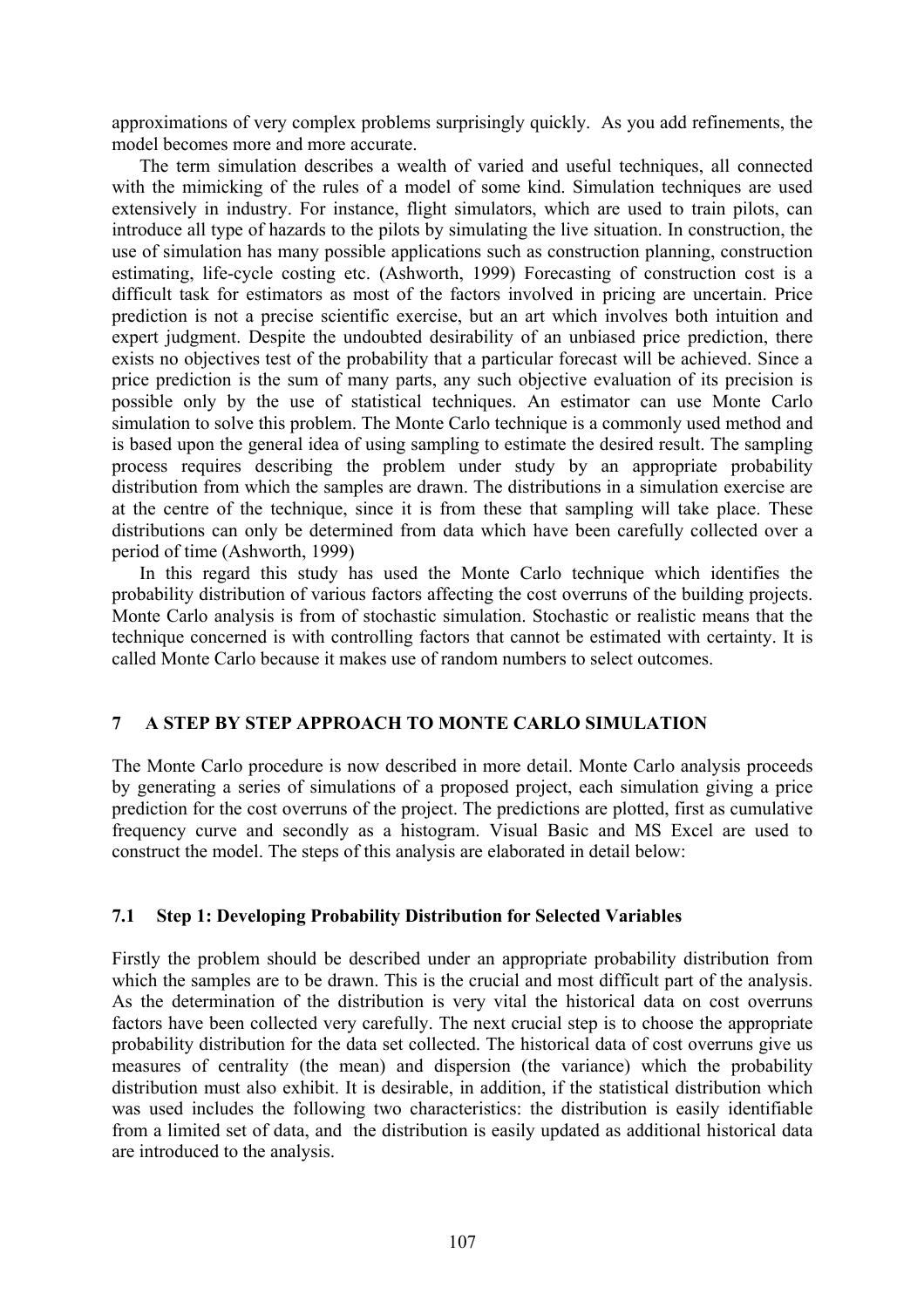approximations of very complex problems surprisingly quickly. As you add refinements, the model becomes more and more accurate.

The term simulation describes a wealth of varied and useful techniques, all connected with the mimicking of the rules of a model of some kind. Simulation techniques are used extensively in industry. For instance, flight simulators, which are used to train pilots, can introduce all type of hazards to the pilots by simulating the live situation. In construction, the use of simulation has many possible applications such as construction planning, construction estimating, life-cycle costing etc. (Ashworth, 1999) Forecasting of construction cost is a difficult task for estimators as most of the factors involved in pricing are uncertain. Price prediction is not a precise scientific exercise, but an art which involves both intuition and expert judgment. Despite the undoubted desirability of an unbiased price prediction, there exists no objectives test of the probability that a particular forecast will be achieved. Since a price prediction is the sum of many parts, any such objective evaluation of its precision is possible only by the use of statistical techniques. An estimator can use Monte Carlo simulation to solve this problem. The Monte Carlo technique is a commonly used method and is based upon the general idea of using sampling to estimate the desired result. The sampling process requires describing the problem under study by an appropriate probability distribution from which the samples are drawn. The distributions in a simulation exercise are at the centre of the technique, since it is from these that sampling will take place. These distributions can only be determined from data which have been carefully collected over a period of time (Ashworth, 1999)

In this regard this study has used the Monte Carlo technique which identifies the probability distribution of various factors affecting the cost overruns of the building projects. Monte Carlo analysis is from of stochastic simulation. Stochastic or realistic means that the technique concerned is with controlling factors that cannot be estimated with certainty. It is called Monte Carlo because it makes use of random numbers to select outcomes.

## 7 A STEP BY STEP APPROACH TO MONTE CARLO SIMULATION

The Monte Carlo procedure is now described in more detail. Monte Carlo analysis proceeds by generating a series of simulations of a proposed project, each simulation giving a price prediction for the cost overruns of the project. The predictions are plotted, first as cumulative frequency curve and secondly as a histogram. Visual Basic and MS Excel are used to construct the model. The steps of this analysis are elaborated in detail below:

### 7.1 Step 1: Developing Probability Distribution for Selected Variables

Firstly the problem should be described under an appropriate probability distribution from which the samples are to be drawn. This is the crucial and most difficult part of the analysis. As the determination of the distribution is very vital the historical data on cost overruns factors have been collected very carefully. The next crucial step is to choose the appropriate probability distribution for the data set collected. The historical data of cost overruns give us measures of centrality (the mean) and dispersion (the variance) which the probability distribution must also exhibit. It is desirable, in addition, if the statistical distribution which was used includes the following two characteristics: the distribution is easily identifiable from a limited set of data, and the distribution is easily updated as additional historical data are introduced to the analysis.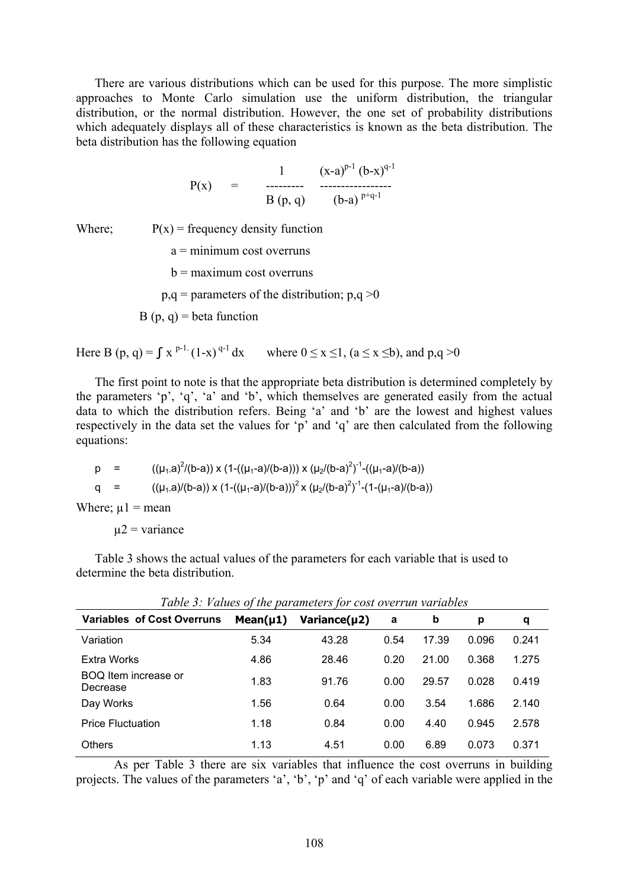There are various distributions which can be used for this purpose. The more simplistic approaches to Monte Carlo simulation use the uniform distribution, the triangular distribution, or the normal distribution. However, the one set of probability distributions which adequately displays all of these characteristics is known as the beta distribution. The beta distribution has the following equation

$$P(x) = \frac{1}{B(p, q)} \frac{(x-a)^{p-1} (b-x)^{q-1}}{(b-a)^{p+q-1}}$$

Where; $P(x)$ = frequency density function

$a$ = minimum cost overruns

$b$ = maximum cost overruns

$p,q$ = parameters of the distribution; $p,q > 0$

$B(p, q)$ = beta function

Here $B(p, q) = \int x^{p-1} (1-x)^{q-1} dx$ where $0 \leq x \leq 1$, $(a \leq x \leq b)$, and $p,q > 0$

The first point to note is that the appropriate beta distribution is determined completely by the parameters 'p', 'q', 'a' and 'b', which themselves are generated easily from the actual data to which the distribution refers. Being 'a' and 'b' are the lowest and highest values respectively in the data set the values for 'p' and 'q' are then calculated from the following equations:

$$p = ((\mu_1 - a)^2/(b-a)) \times (1-((\mu_1-a)/(b-a))) \times (\mu_2/(b-a)^2)^{-1} - ((\mu_1-a)/(b-a))$$

$$q = ((\mu_1 - a)/(b-a)) \times (1-((\mu_1-a)/(b-a)))^2 \times (\mu_2/(b-a)^2)^{-1} - (1-(\mu_1-a)/(b-a))$$

Where; $\mu 1$ = mean

$\mu 2$ = variance

Table 3 shows the actual values of the parameters for each variable that is used to determine the beta distribution.

*Table 3: Values of the parameters for cost overrun variables*

| Variables of Cost Overruns | Mean(μ1) | Variance(μ2) | a | b | p | q |
|---|---|---|---|---|---|---|
| Variation | 5.34 | 43.28 | 0.54 | 17.39 | 0.096 | 0.241 |
| Extra Works | 4.86 | 28.46 | 0.20 | 21.00 | 0.368 | 1.275 |
| BOQ Item increase or Decrease | 1.83 | 91.76 | 0.00 | 29.57 | 0.028 | 0.419 |
| Day Works | 1.56 | 0.64 | 0.00 | 3.54 | 1.686 | 2.140 |
| Price Fluctuation | 1.18 | 0.84 | 0.00 | 4.40 | 0.945 | 2.578 |
| Others | 1.13 | 4.51 | 0.00 | 6.89 | 0.073 | 0.371 |

As per Table 3 there are six variables that influence the cost overruns in building projects. The values of the parameters 'a', 'b', 'p' and 'q' of each variable were applied in the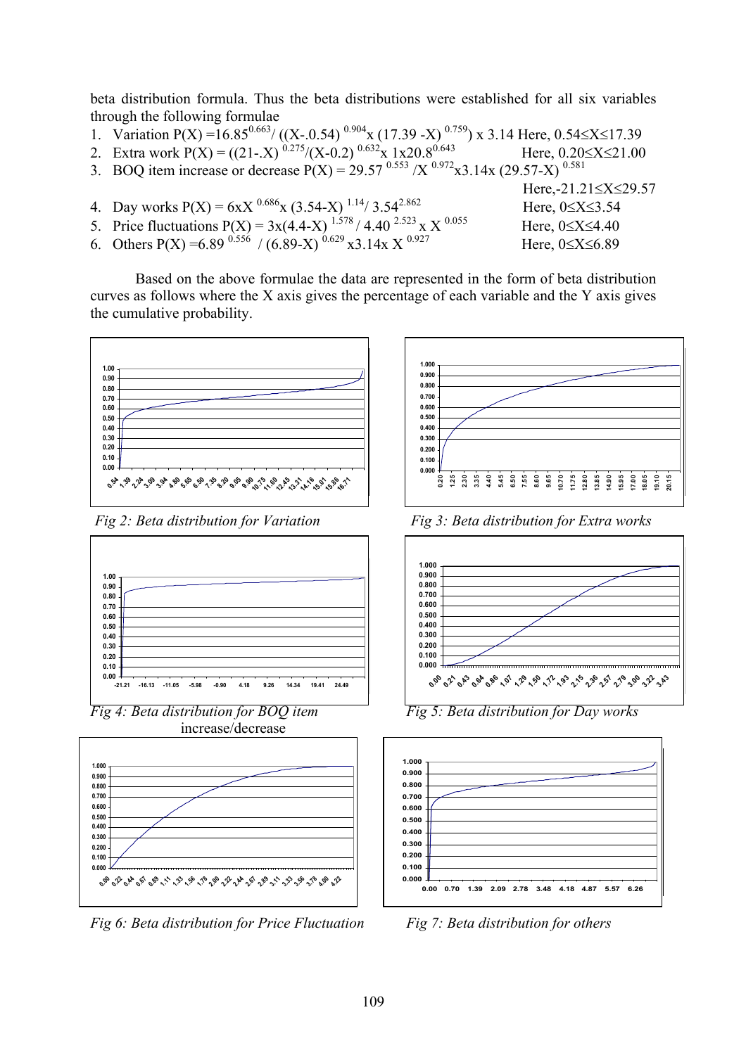beta distribution formula. Thus the beta distributions were established for all six variables through the following formulae

1. Variation $P(X) = 16.85^{0.663} / ((X-.0.54)^{0.904} \text{x} (17.39 - X)^{0.759}) \text{ x } 3.14$ Here, $0.54 \leq X \leq 17.39$
2. Extra work $P(X) = ((21-.X)^{0.275} / (X-0.2)^{0.632} \text{x } 1 \text{x} 20.8^{0.643}$ Here, $0.20 \leq X \leq 21.00$
3. BOQ item increase or decrease $P(X) = 29.57^{0.553} / X^{0.972} \text{x} 3.14 \text{x } (29.57 - X)^{0.581}$ Here, $-21.21 \leq X \leq 29.57$
4. Day works $P(X) = 6 \text{x} X^{0.686} \text{x } (3.54 - X)^{1.14} / 3.54^{2.862}$ Here, $0 \leq X \leq 3.54$
5. Price fluctuations $P(X) = 3 \text{x} (4.4 - X)^{1.578} / 4.40^{2.523} \text{ x } X^{0.055}$ Here, $0 \leq X \leq 4.40$
6. Others $P(X) = 6.89^{0.556} / (6.89 - X)^{0.629} \text{ x} 3.14 \text{x } X^{0.927}$ Here, $0 \leq X \leq 6.89$

Based on the above formulae the data are represented in the form of beta distribution curves as follows where the X axis gives the percentage of each variable and the Y axis gives the cumulative probability.

*Fig 2: Beta distribution for Variation*

*Fig 3: Beta distribution for Extra works*

*Fig 4: Beta distribution for BOQ item increase/decrease*

*Fig 5: Beta distribution for Day works*

*Fig 6: Beta distribution for Price Fluctuation*

*Fig 7: Beta distribution for others*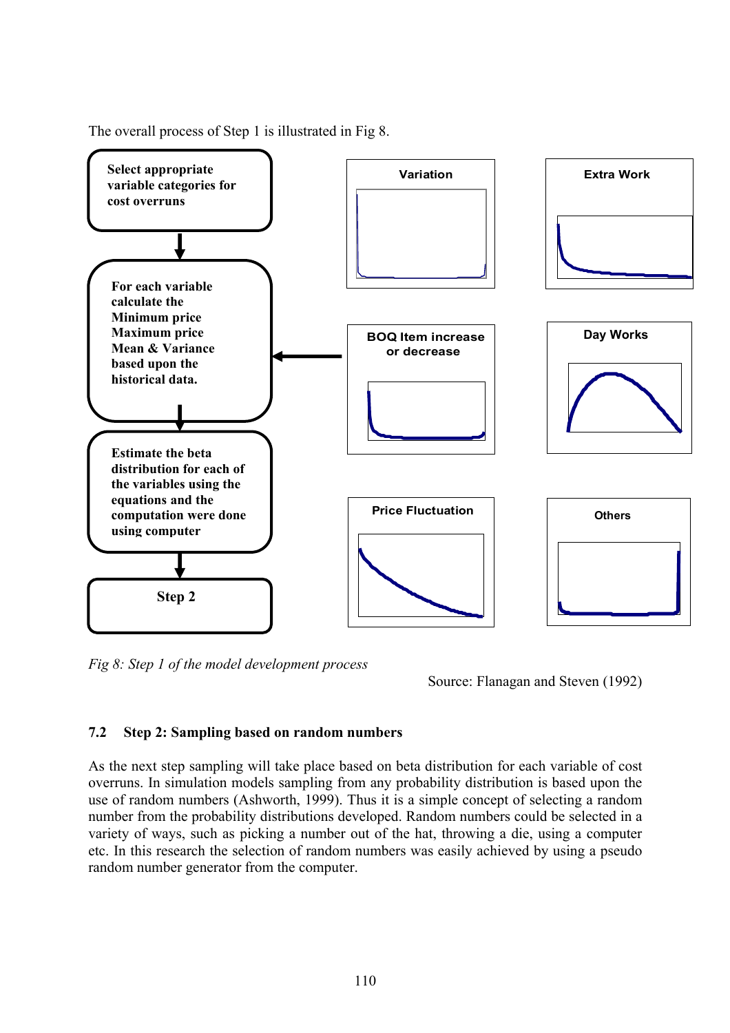The overall process of Step 1 is illustrated in Fig 8.

**Select appropriate variable categories for cost overruns**

**For each variable calculate the Minimum price Maximum price Mean & Variance based upon the historical data.**

**Estimate the beta distribution for each of the variables using the equations and the computation were done using computer**

**Step 2**

Variation

Extra Work

BOQ Item increase or decrease

Day Works

Price Fluctuation

Others

*Fig 8: Step 1 of the model development process*

Source: Flanagan and Steven (1992)

### 7.2 Step 2: Sampling based on random numbers

As the next step sampling will take place based on beta distribution for each variable of cost overruns. In simulation models sampling from any probability distribution is based upon the use of random numbers (Ashworth, 1999). Thus it is a simple concept of selecting a random number from the probability distributions developed. Random numbers could be selected in a variety of ways, such as picking a number out of the hat, throwing a die, using a computer etc. In this research the selection of random numbers was easily achieved by using a pseudo random number generator from the computer.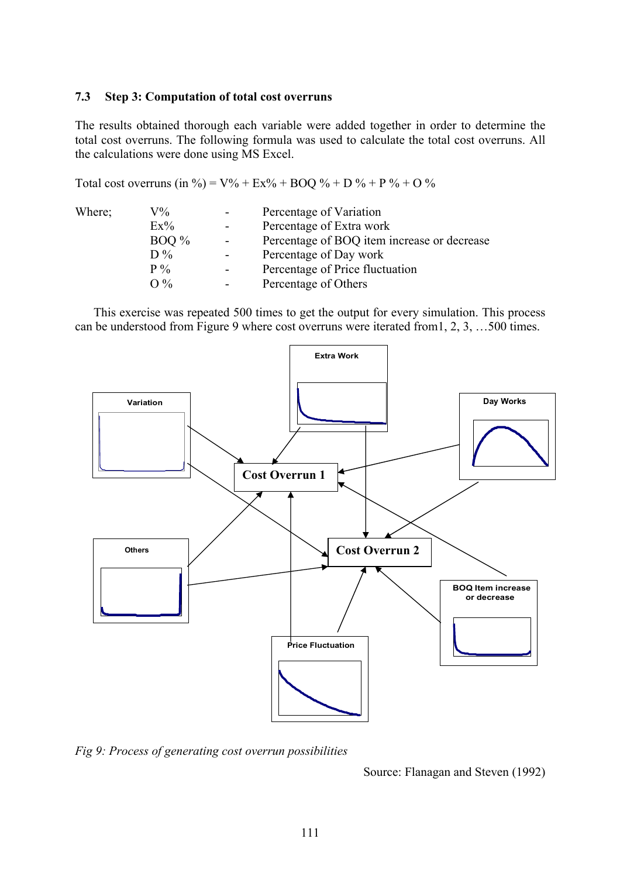### 7.3 Step 3: Computation of total cost overruns

The results obtained thorough each variable were added together in order to determine the total cost overruns. The following formula was used to calculate the total cost overruns. All the calculations were done using MS Excel.

Total cost overruns (in %) = V% + Ex% + BOQ % + D % + P % + O %

| Where; | | | |
|---|---|---|---|
| | V% | - | Percentage of Variation |
| | Ex% | - | Percentage of Extra work |
| | BOQ % | - | Percentage of BOQ item increase or decrease |
| | D % | - | Percentage of Day work |
| | P % | - | Percentage of Price fluctuation |
| | O % | - | Percentage of Others |

This exercise was repeated 500 times to get the output for every simulation. This process can be understood from Figure 9 where cost overruns were iterated from1, 2, 3, …500 times.

Extra Work

Variation

Day Works

Cost Overrun 1

Cost Overrun 2

Others

BOQ Item increase or decrease

Price Fluctuation

*Fig 9: Process of generating cost overrun possibilities*

Source: Flanagan and Steven (1992)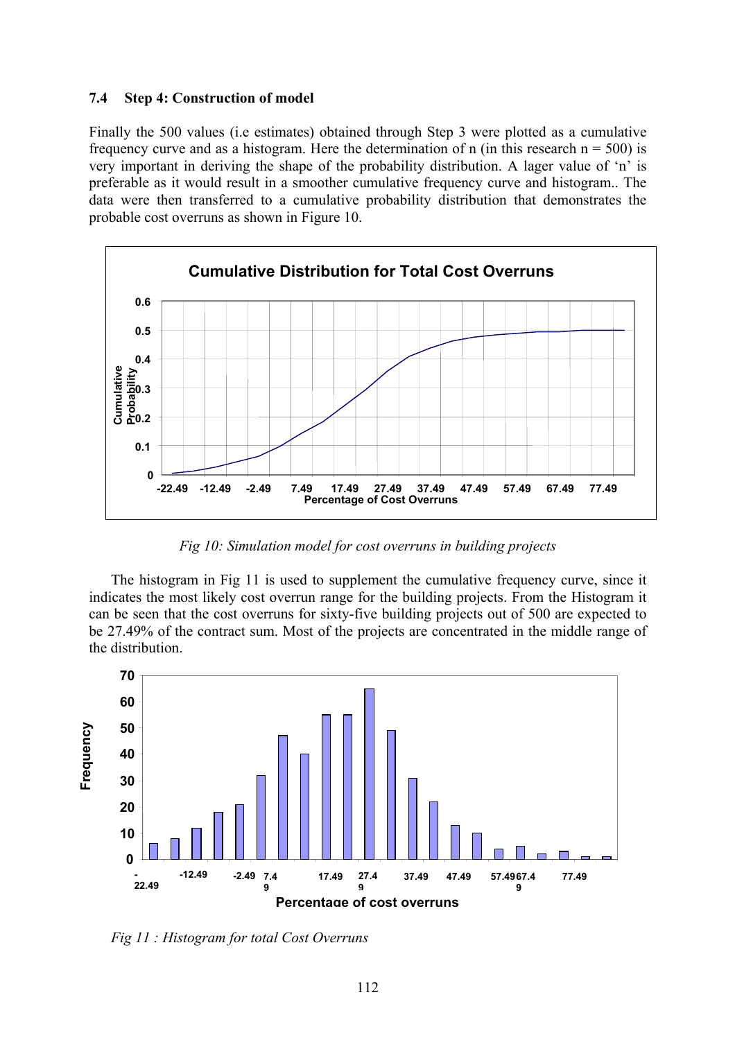### 7.4 Step 4: Construction of model

Finally the 500 values (i.e estimates) obtained through Step 3 were plotted as a cumulative frequency curve and as a histogram. Here the determination of n (in this research n = 500) is very important in deriving the shape of the probability distribution. A lager value of 'n' is preferable as it would result in a smoother cumulative frequency curve and histogram.. The data were then transferred to a cumulative probability distribution that demonstrates the probable cost overruns as shown in Figure 10.

*Fig 10: Simulation model for cost overruns in building projects*

The histogram in Fig 11 is used to supplement the cumulative frequency curve, since it indicates the most likely cost overrun range for the building projects. From the Histogram it can be seen that the cost overruns for sixty-five building projects out of 500 are expected to be 27.49% of the contract sum. Most of the projects are concentrated in the middle range of the distribution.

*Fig 11 : Histogram for total Cost Overruns*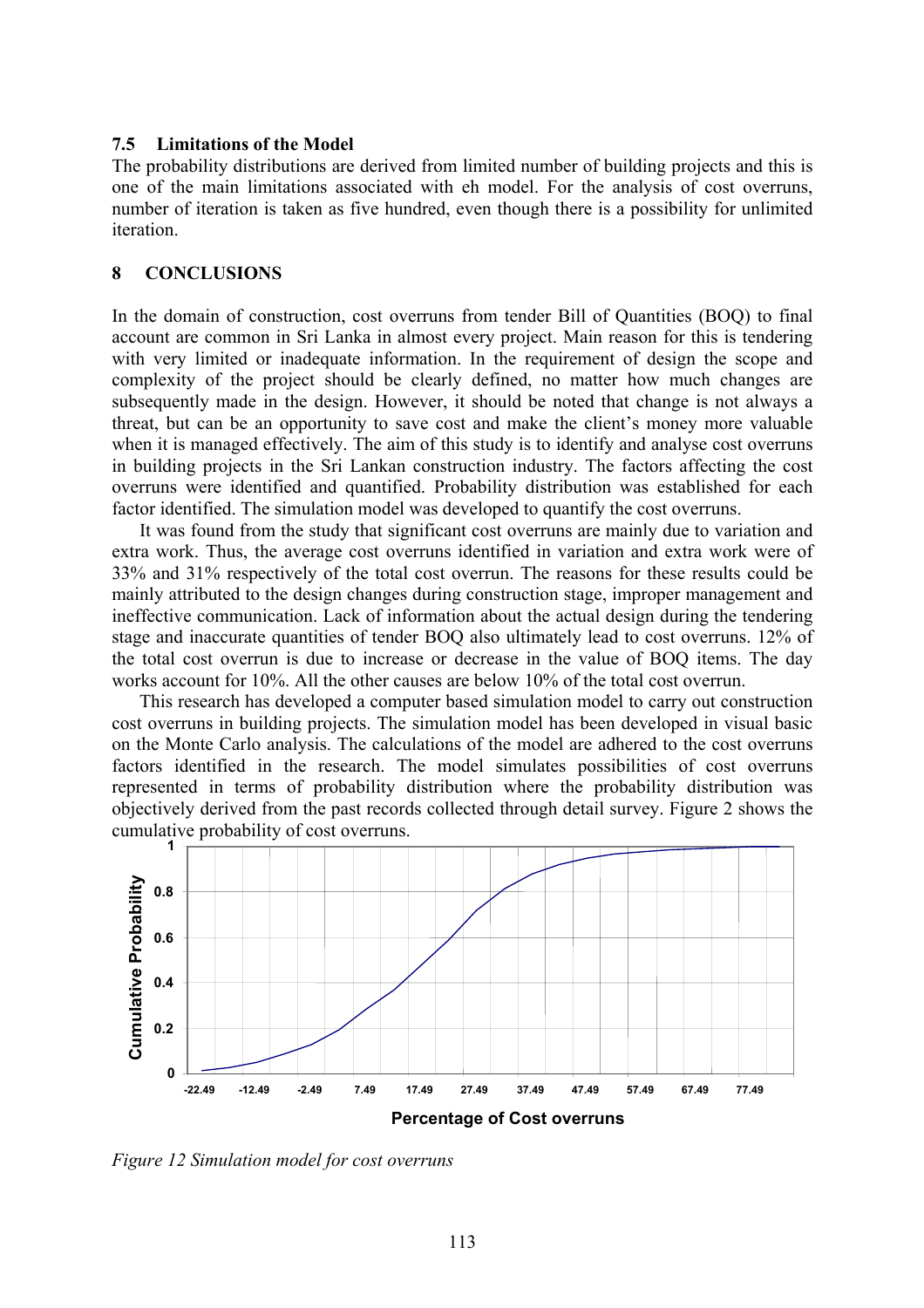### 7.5 Limitations of the Model

The probability distributions are derived from limited number of building projects and this is one of the main limitations associated with eh model. For the analysis of cost overruns, number of iteration is taken as five hundred, even though there is a possibility for unlimited iteration.

## 8 CONCLUSIONS

In the domain of construction, cost overruns from tender Bill of Quantities (BOQ) to final account are common in Sri Lanka in almost every project. Main reason for this is tendering with very limited or inadequate information. In the requirement of design the scope and complexity of the project should be clearly defined, no matter how much changes are subsequently made in the design. However, it should be noted that change is not always a threat, but can be an opportunity to save cost and make the client's money more valuable when it is managed effectively. The aim of this study is to identify and analyse cost overruns in building projects in the Sri Lankan construction industry. The factors affecting the cost overruns were identified and quantified. Probability distribution was established for each factor identified. The simulation model was developed to quantify the cost overruns.

It was found from the study that significant cost overruns are mainly due to variation and extra work. Thus, the average cost overruns identified in variation and extra work were of 33% and 31% respectively of the total cost overrun. The reasons for these results could be mainly attributed to the design changes during construction stage, improper management and ineffective communication. Lack of information about the actual design during the tendering stage and inaccurate quantities of tender BOQ also ultimately lead to cost overruns. 12% of the total cost overrun is due to increase or decrease in the value of BOQ items. The day works account for 10%. All the other causes are below 10% of the total cost overrun.

This research has developed a computer based simulation model to carry out construction cost overruns in building projects. The simulation model has been developed in visual basic on the Monte Carlo analysis. The calculations of the model are adhered to the cost overruns factors identified in the research. The model simulates possibilities of cost overruns represented in terms of probability distribution where the probability distribution was objectively derived from the past records collected through detail survey. Figure 2 shows the cumulative probability of cost overruns.

*Figure 12 Simulation model for cost overruns*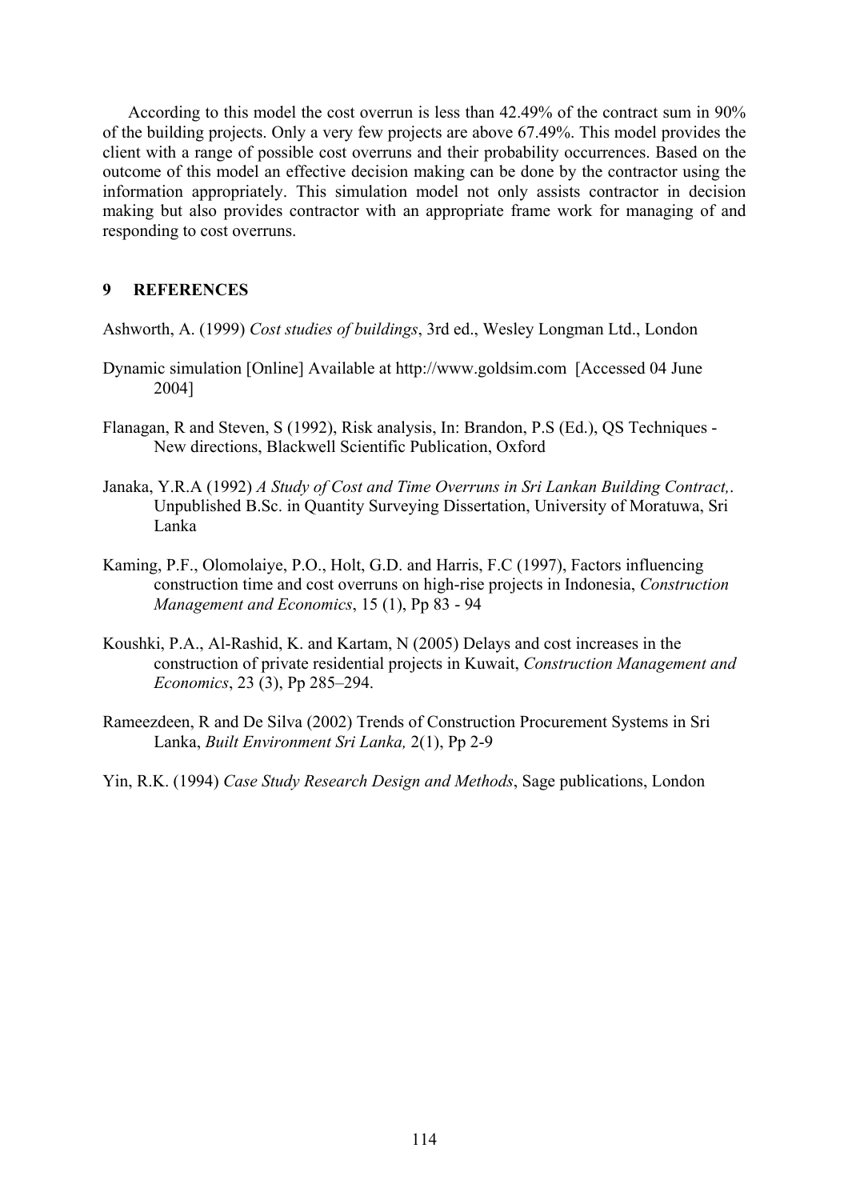According to this model the cost overrun is less than 42.49% of the contract sum in 90% of the building projects. Only a very few projects are above 67.49%. This model provides the client with a range of possible cost overruns and their probability occurrences. Based on the outcome of this model an effective decision making can be done by the contractor using the information appropriately. This simulation model not only assists contractor in decision making but also provides contractor with an appropriate frame work for managing of and responding to cost overruns.

## 9 REFERENCES

Ashworth, A. (1999) *Cost studies of buildings*, 3rd ed., Wesley Longman Ltd., London

Dynamic simulation [Online] Available at http://www.goldsim.com [Accessed 04 June 2004]

Flanagan, R and Steven, S (1992), Risk analysis, In: Brandon, P.S (Ed.), QS Techniques - New directions, Blackwell Scientific Publication, Oxford

Janaka, Y.R.A (1992) *A Study of Cost and Time Overruns in Sri Lankan Building Contract,*. Unpublished B.Sc. in Quantity Surveying Dissertation, University of Moratuwa, Sri Lanka

Kaming, P.F., Olomolaiye, P.O., Holt, G.D. and Harris, F.C (1997), Factors influencing construction time and cost overruns on high-rise projects in Indonesia, *Construction Management and Economics*, 15 (1), Pp 83 - 94

Koushki, P.A., Al-Rashid, K. and Kartam, N (2005) Delays and cost increases in the construction of private residential projects in Kuwait, *Construction Management and Economics*, 23 (3), Pp 285–294.

Rameezdeen, R and De Silva (2002) Trends of Construction Procurement Systems in Sri Lanka, *Built Environment Sri Lanka,* 2(1), Pp 2-9

Yin, R.K. (1994) *Case Study Research Design and Methods*, Sage publications, London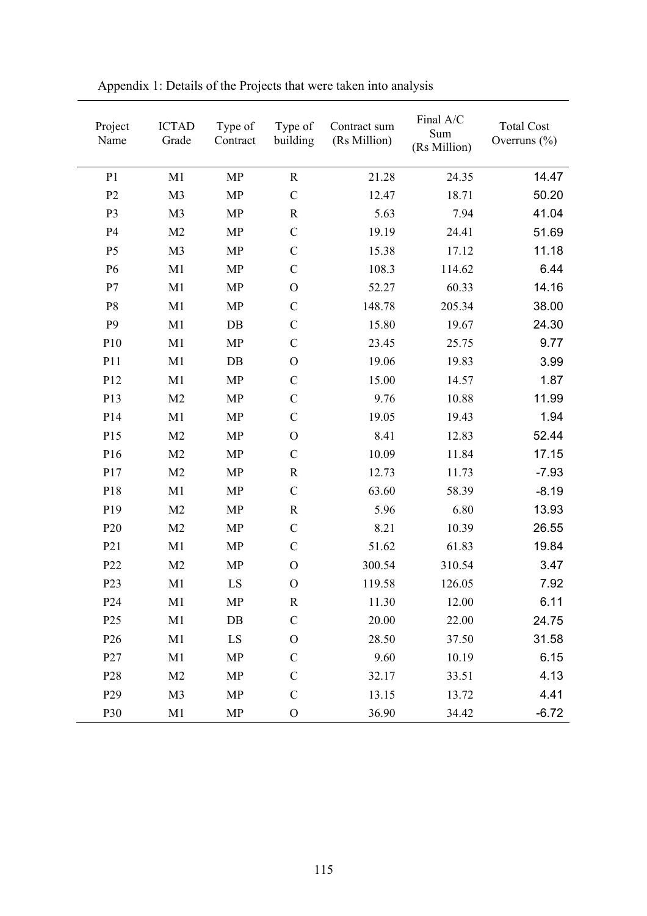Appendix 1: Details of the Projects that were taken into analysis

| Project Name | ICTAD Grade | Type of Contract | Type of building | Contract sum (Rs Million) | Final A/C Sum (Rs Million) | Total Cost Overruns (%) |
|---|---|---|---|---|---|---|
| P1 | M1 | MP | R | 21.28 | 24.35 | 14.47 |
| P2 | M3 | MP | C | 12.47 | 18.71 | 50.20 |
| P3 | M3 | MP | R | 5.63 | 7.94 | 41.04 |
| P4 | M2 | MP | C | 19.19 | 24.41 | 51.69 |
| P5 | M3 | MP | C | 15.38 | 17.12 | 11.18 |
| P6 | M1 | MP | C | 108.3 | 114.62 | 6.44 |
| P7 | M1 | MP | O | 52.27 | 60.33 | 14.16 |
| P8 | M1 | MP | C | 148.78 | 205.34 | 38.00 |
| P9 | M1 | DB | C | 15.80 | 19.67 | 24.30 |
| P10 | M1 | MP | C | 23.45 | 25.75 | 9.77 |
| P11 | M1 | DB | O | 19.06 | 19.83 | 3.99 |
| P12 | M1 | MP | C | 15.00 | 14.57 | 1.87 |
| P13 | M2 | MP | C | 9.76 | 10.88 | 11.99 |
| P14 | M1 | MP | C | 19.05 | 19.43 | 1.94 |
| P15 | M2 | MP | O | 8.41 | 12.83 | 52.44 |
| P16 | M2 | MP | C | 10.09 | 11.84 | 17.15 |
| P17 | M2 | MP | R | 12.73 | 11.73 | -7.93 |
| P18 | M1 | MP | C | 63.60 | 58.39 | -8.19 |
| P19 | M2 | MP | R | 5.96 | 6.80 | 13.93 |
| P20 | M2 | MP | C | 8.21 | 10.39 | 26.55 |
| P21 | M1 | MP | C | 51.62 | 61.83 | 19.84 |
| P22 | M2 | MP | O | 300.54 | 310.54 | 3.47 |
| P23 | M1 | LS | O | 119.58 | 126.05 | 7.92 |
| P24 | M1 | MP | R | 11.30 | 12.00 | 6.11 |
| P25 | M1 | DB | C | 20.00 | 22.00 | 24.75 |
| P26 | M1 | LS | O | 28.50 | 37.50 | 31.58 |
| P27 | M1 | MP | C | 9.60 | 10.19 | 6.15 |
| P28 | M2 | MP | C | 32.17 | 33.51 | 4.13 |
| P29 | M3 | MP | C | 13.15 | 13.72 | 4.41 |
| P30 | M1 | MP | O | 36.90 | 34.42 | -6.72 |